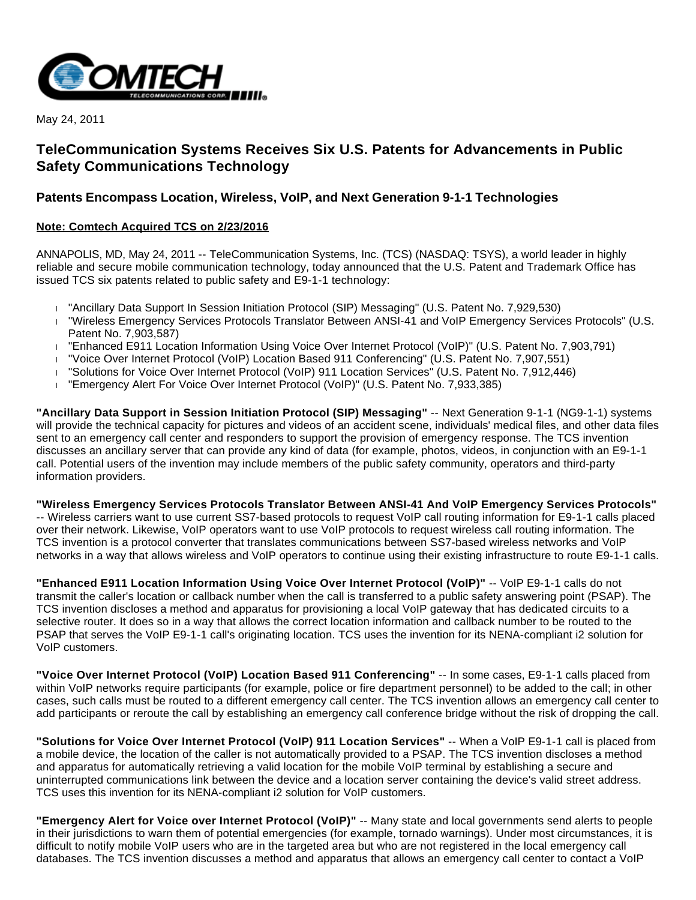May 24, 2011

# TeleCommunication Systems Receives Six U.S. Patents for Advancements in Public Safety Communications Technology

## Patents Encompass Location, Wireless, VoIP, and Next Generation 9-1-1 Technologies

**Note: Comtech Acquired TCS on 2/23/2016**

ANNAPOLIS, MD, May 24, 2011 -- TeleCommunication Systems, Inc. (TCS) (NASDAQ: TSYS), a world leader in highly reliable and secure mobile communication technology, today announced that the U.S. Patent and Trademark Office has issued TCS six patents related to public safety and E9-1-1 technology:

- "Ancillary Data Support In Session Initiation Protocol (SIP) Messaging" (U.S. Patent No. 7,929,530)
- "Wireless Emergency Services Protocols Translator Between ANSI-41 and VoIP Emergency Services Protocols" (U.S. Patent No. 7,903,587)
- "Enhanced E911 Location Information Using Voice Over Internet Protocol (VoIP)" (U.S. Patent No. 7,903,791)
- "Voice Over Internet Protocol (VoIP) Location Based 911 Conferencing" (U.S. Patent No. 7,907,551)
- "Solutions for Voice Over Internet Protocol (VoIP) 911 Location Services" (U.S. Patent No. 7,912,446)
- "Emergency Alert For Voice Over Internet Protocol (VoIP)" (U.S. Patent No. 7,933,385)

**"Ancillary Data Support in Session Initiation Protocol (SIP) Messaging"** -- Next Generation 9-1-1 (NG9-1-1) systems will provide the technical capacity for pictures and videos of an accident scene, individuals' medical files, and other data files sent to an emergency call center and responders to support the provision of emergency response. The TCS invention discusses an ancillary server that can provide any kind of data (for example, photos, videos, in conjunction with an E9-1-1 call. Potential users of the invention may include members of the public safety community, operators and third-party information providers.

**"Wireless Emergency Services Protocols Translator Between ANSI-41 And VoIP Emergency Services Protocols"** -- Wireless carriers want to use current SS7-based protocols to request VoIP call routing information for E9-1-1 calls placed over their network. Likewise, VoIP operators want to use VoIP protocols to request wireless call routing information. The TCS invention is a protocol converter that translates communications between SS7-based wireless networks and VoIP networks in a way that allows wireless and VoIP operators to continue using their existing infrastructure to route E9-1-1 calls.

**"Enhanced E911 Location Information Using Voice Over Internet Protocol (VoIP)"** -- VoIP E9-1-1 calls do not transmit the caller's location or callback number when the call is transferred to a public safety answering point (PSAP). The TCS invention discloses a method and apparatus for provisioning a local VoIP gateway that has dedicated circuits to a selective router. It does so in a way that allows the correct location information and callback number to be routed to the PSAP that serves the VoIP E9-1-1 call's originating location. TCS uses the invention for its NENA-compliant i2 solution for VoIP customers.

**"Voice Over Internet Protocol (VoIP) Location Based 911 Conferencing"** -- In some cases, E9-1-1 calls placed from within VoIP networks require participants (for example, police or fire department personnel) to be added to the call; in other cases, such calls must be routed to a different emergency call center. The TCS invention allows an emergency call center to add participants or reroute the call by establishing an emergency call conference bridge without the risk of dropping the call.

**"Solutions for Voice Over Internet Protocol (VoIP) 911 Location Services"** -- When a VoIP E9-1-1 call is placed from a mobile device, the location of the caller is not automatically provided to a PSAP. The TCS invention discloses a method and apparatus for automatically retrieving a valid location for the mobile VoIP terminal by establishing a secure and uninterrupted communications link between the device and a location server containing the device's valid street address. TCS uses this invention for its NENA-compliant i2 solution for VoIP customers.

**"Emergency Alert for Voice over Internet Protocol (VoIP)"** -- Many state and local governments send alerts to people in their jurisdictions to warn them of potential emergencies (for example, tornado warnings). Under most circumstances, it is difficult to notify mobile VoIP users who are in the targeted area but who are not registered in the local emergency call databases. The TCS invention discusses a method and apparatus that allows an emergency call center to contact a VoIP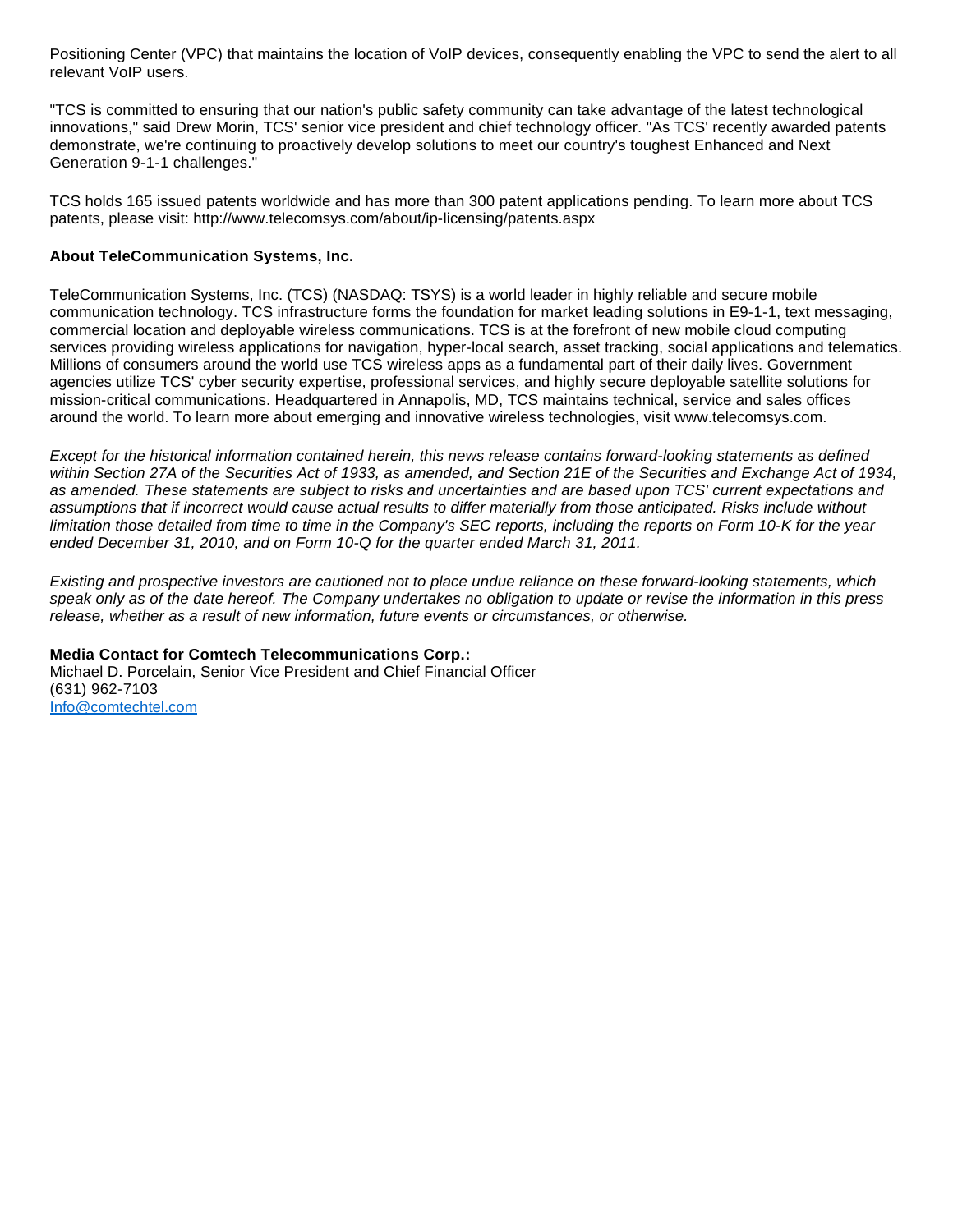Positioning Center (VPC) that maintains the location of VoIP devices, consequently enabling the VPC to send the alert to all relevant VoIP users.

"TCS is committed to ensuring that our nation's public safety community can take advantage of the latest technological innovations," said Drew Morin, TCS' senior vice president and chief technology officer. "As TCS' recently awarded patents demonstrate, we're continuing to proactively develop solutions to meet our country's toughest Enhanced and Next Generation 9-1-1 challenges."

TCS holds 165 issued patents worldwide and has more than 300 patent applications pending. To learn more about TCS patents, please visit: http://www.telecomsys.com/about/ip-licensing/patents.aspx

**About TeleCommunication Systems, Inc.**

TeleCommunication Systems, Inc. (TCS) (NASDAQ: TSYS) is a world leader in highly reliable and secure mobile communication technology. TCS infrastructure forms the foundation for market leading solutions in E9-1-1, text messaging, commercial location and deployable wireless communications. TCS is at the forefront of new mobile cloud computing services providing wireless applications for navigation, hyper-local search, asset tracking, social applications and telematics. Millions of consumers around the world use TCS wireless apps as a fundamental part of their daily lives. Government agencies utilize TCS' cyber security expertise, professional services, and highly secure deployable satellite solutions for mission-critical communications. Headquartered in Annapolis, MD, TCS maintains technical, service and sales offices around the world. To learn more about emerging and innovative wireless technologies, visit www.telecomsys.com.

*Except for the historical information contained herein, this news release contains forward-looking statements as defined within Section 27A of the Securities Act of 1933, as amended, and Section 21E of the Securities and Exchange Act of 1934, as amended. These statements are subject to risks and uncertainties and are based upon TCS' current expectations and assumptions that if incorrect would cause actual results to differ materially from those anticipated. Risks include without limitation those detailed from time to time in the Company's SEC reports, including the reports on Form 10-K for the year ended December 31, 2010, and on Form 10-Q for the quarter ended March 31, 2011.*

*Existing and prospective investors are cautioned not to place undue reliance on these forward-looking statements, which speak only as of the date hereof. The Company undertakes no obligation to update or revise the information in this press release, whether as a result of new information, future events or circumstances, or otherwise.*

**Media Contact for Comtech Telecommunications Corp.:**
Michael D. Porcelain, Senior Vice President and Chief Financial Officer
(631) 962-7103
Info@comtechtel.com